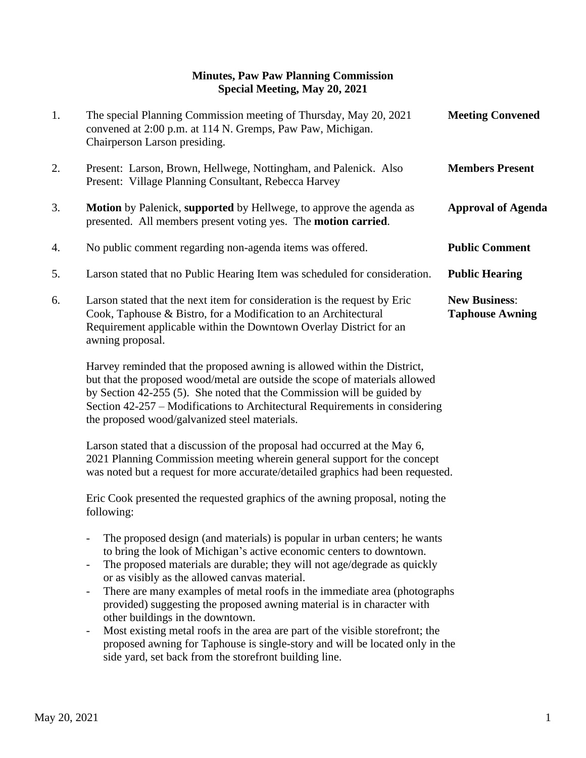**Minutes, Paw Paw Planning Commission**
**Special Meeting, May 20, 2021**

1. The special Planning Commission meeting of Thursday, May 20, 2021 convened at 2:00 p.m. at 114 N. Gremps, Paw Paw, Michigan. Chairperson Larson presiding. — **Meeting Convened**

2. Present: Larson, Brown, Hellwege, Nottingham, and Palenick. Also Present: Village Planning Consultant, Rebecca Harvey — **Members Present**

3. **Motion** by Palenick, **supported** by Hellwege, to approve the agenda as presented. All members present voting yes. The **motion carried**. — **Approval of Agenda**

4. No public comment regarding non-agenda items was offered. — **Public Comment**

5. Larson stated that no Public Hearing Item was scheduled for consideration. — **Public Hearing**

6. Larson stated that the next item for consideration is the request by Eric Cook, Taphouse & Bistro, for a Modification to an Architectural Requirement applicable within the Downtown Overlay District for an awning proposal. — **New Business**: **Taphouse Awning**

   Harvey reminded that the proposed awning is allowed within the District, but that the proposed wood/metal are outside the scope of materials allowed by Section 42-255 (5). She noted that the Commission will be guided by Section 42-257 – Modifications to Architectural Requirements in considering the proposed wood/galvanized steel materials.

   Larson stated that a discussion of the proposal had occurred at the May 6, 2021 Planning Commission meeting wherein general support for the concept was noted but a request for more accurate/detailed graphics had been requested.

   Eric Cook presented the requested graphics of the awning proposal, noting the following:

   - The proposed design (and materials) is popular in urban centers; he wants to bring the look of Michigan's active economic centers to downtown.
   - The proposed materials are durable; they will not age/degrade as quickly or as visibly as the allowed canvas material.
   - There are many examples of metal roofs in the immediate area (photographs provided) suggesting the proposed awning material is in character with other buildings in the downtown.
   - Most existing metal roofs in the area are part of the visible storefront; the proposed awning for Taphouse is single-story and will be located only in the side yard, set back from the storefront building line.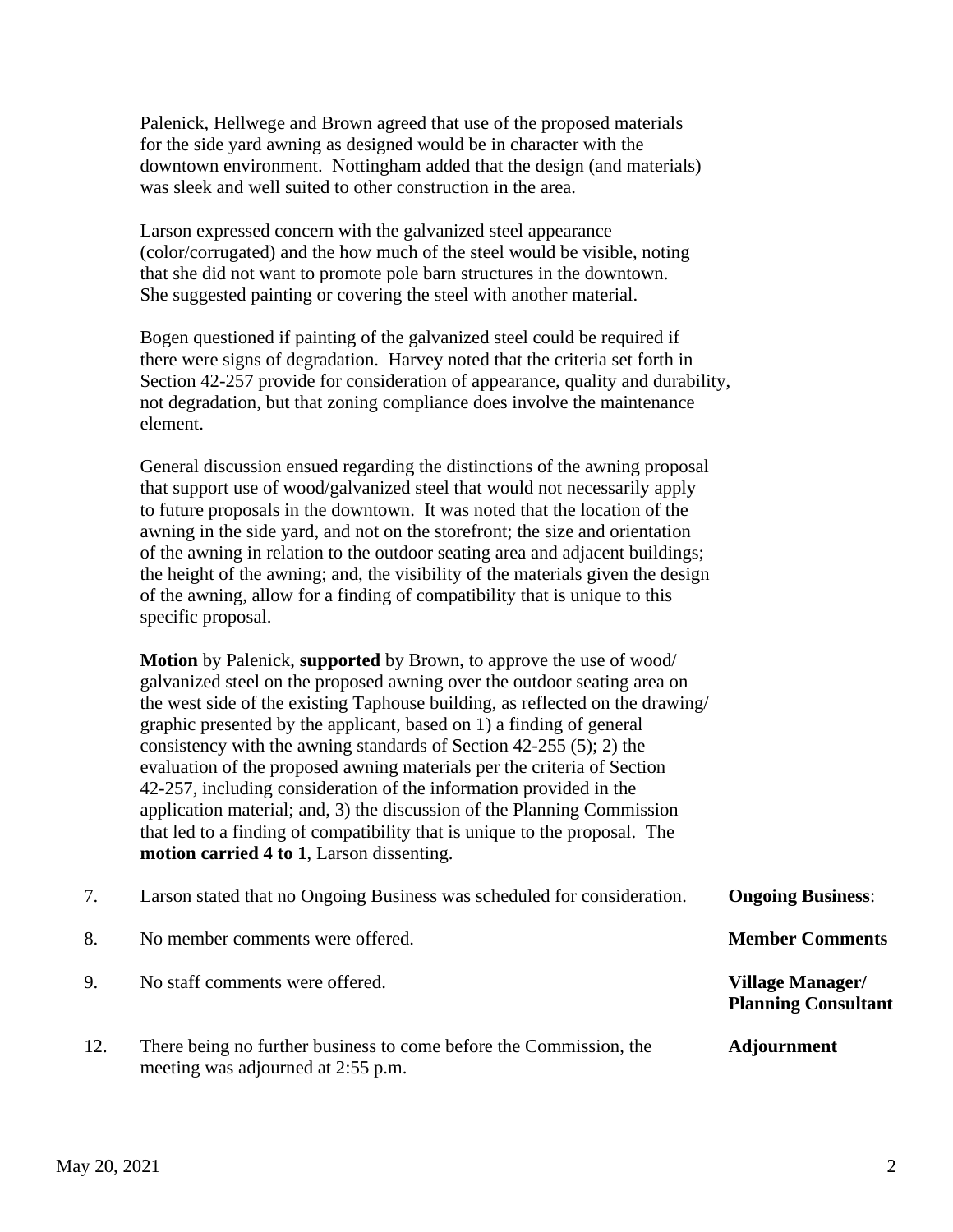Palenick, Hellwege and Brown agreed that use of the proposed materials for the side yard awning as designed would be in character with the downtown environment. Nottingham added that the design (and materials) was sleek and well suited to other construction in the area.

Larson expressed concern with the galvanized steel appearance (color/corrugated) and the how much of the steel would be visible, noting that she did not want to promote pole barn structures in the downtown. She suggested painting or covering the steel with another material.

Bogen questioned if painting of the galvanized steel could be required if there were signs of degradation. Harvey noted that the criteria set forth in Section 42-257 provide for consideration of appearance, quality and durability, not degradation, but that zoning compliance does involve the maintenance element.

General discussion ensued regarding the distinctions of the awning proposal that support use of wood/galvanized steel that would not necessarily apply to future proposals in the downtown. It was noted that the location of the awning in the side yard, and not on the storefront; the size and orientation of the awning in relation to the outdoor seating area and adjacent buildings; the height of the awning; and, the visibility of the materials given the design of the awning, allow for a finding of compatibility that is unique to this specific proposal.

**Motion** by Palenick, **supported** by Brown, to approve the use of wood/ galvanized steel on the proposed awning over the outdoor seating area on the west side of the existing Taphouse building, as reflected on the drawing/ graphic presented by the applicant, based on 1) a finding of general consistency with the awning standards of Section 42-255 (5); 2) the evaluation of the proposed awning materials per the criteria of Section 42-257, including consideration of the information provided in the application material; and, 3) the discussion of the Planning Commission that led to a finding of compatibility that is unique to the proposal. The **motion carried 4 to 1**, Larson dissenting.

7. Larson stated that no Ongoing Business was scheduled for consideration. **Ongoing Business**:

8. No member comments were offered. **Member Comments**

9. No staff comments were offered. **Village Manager/ Planning Consultant**

12. There being no further business to come before the Commission, the meeting was adjourned at 2:55 p.m. **Adjournment**

May 20, 2021